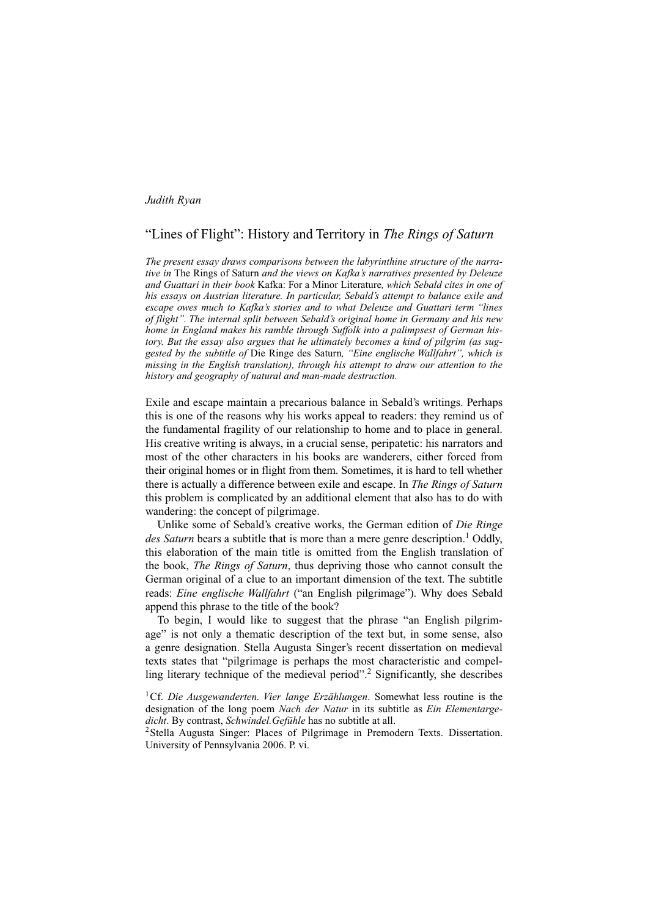*Judith Ryan*

# "Lines of Flight": History and Territory in *The Rings of Saturn*

*The present essay draws comparisons between the labyrinthine structure of the narrative in* The Rings of Saturn *and the views on Kafka's narratives presented by Deleuze and Guattari in their book* Kafka: For a Minor Literature*, which Sebald cites in one of his essays on Austrian literature. In particular, Sebald's attempt to balance exile and escape owes much to Kafka's stories and to what Deleuze and Guattari term "lines of flight". The internal split between Sebald's original home in Germany and his new home in England makes his ramble through Suffolk into a palimpsest of German history. But the essay also argues that he ultimately becomes a kind of pilgrim (as suggested by the subtitle of* Die Ringe des Saturn*, "Eine englische Wallfahrt", which is missing in the English translation), through his attempt to draw our attention to the history and geography of natural and man-made destruction.*

Exile and escape maintain a precarious balance in Sebald's writings. Perhaps this is one of the reasons why his works appeal to readers: they remind us of the fundamental fragility of our relationship to home and to place in general. His creative writing is always, in a crucial sense, peripatetic: his narrators and most of the other characters in his books are wanderers, either forced from their original homes or in flight from them. Sometimes, it is hard to tell whether there is actually a difference between exile and escape. In *The Rings of Saturn* this problem is complicated by an additional element that also has to do with wandering: the concept of pilgrimage.

Unlike some of Sebald's creative works, the German edition of *Die Ringe des Saturn* bears a subtitle that is more than a mere genre description.[1] Oddly, this elaboration of the main title is omitted from the English translation of the book, *The Rings of Saturn*, thus depriving those who cannot consult the German original of a clue to an important dimension of the text. The subtitle reads: *Eine englische Wallfahrt* ("an English pilgrimage"). Why does Sebald append this phrase to the title of the book?

To begin, I would like to suggest that the phrase "an English pilgrimage" is not only a thematic description of the text but, in some sense, also a genre designation. Stella Augusta Singer's recent dissertation on medieval texts states that "pilgrimage is perhaps the most characteristic and compelling literary technique of the medieval period".[2] Significantly, she describes

[1] Cf. *Die Ausgewanderten. Vier lange Erzählungen*. Somewhat less routine is the designation of the long poem *Nach der Natur* in its subtitle as *Ein Elementargedicht*. By contrast, *Schwindel.Gefühle* has no subtitle at all.

[2] Stella Augusta Singer: Places of Pilgrimage in Premodern Texts. Dissertation. University of Pennsylvania 2006. P. vi.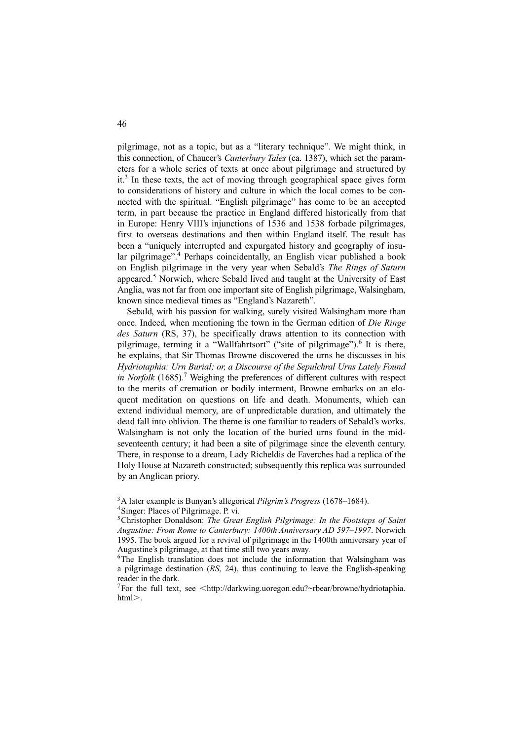pilgrimage, not as a topic, but as a "literary technique". We might think, in this connection, of Chaucer's *Canterbury Tales* (ca. 1387), which set the parameters for a whole series of texts at once about pilgrimage and structured by it.[3] In these texts, the act of moving through geographical space gives form to considerations of history and culture in which the local comes to be connected with the spiritual. "English pilgrimage" has come to be an accepted term, in part because the practice in England differed historically from that in Europe: Henry VIII's injunctions of 1536 and 1538 forbade pilgrimages, first to overseas destinations and then within England itself. The result has been a "uniquely interrupted and expurgated history and geography of insular pilgrimage".[4] Perhaps coincidentally, an English vicar published a book on English pilgrimage in the very year when Sebald's *The Rings of Saturn* appeared.[5] Norwich, where Sebald lived and taught at the University of East Anglia, was not far from one important site of English pilgrimage, Walsingham, known since medieval times as "England's Nazareth".

Sebald, with his passion for walking, surely visited Walsingham more than once. Indeed, when mentioning the town in the German edition of *Die Ringe des Saturn* (RS, 37), he specifically draws attention to its connection with pilgrimage, terming it a "Wallfahrtsort" ("site of pilgrimage").[6] It is there, he explains, that Sir Thomas Browne discovered the urns he discusses in his *Hydriotaphia: Urn Burial; or, a Discourse of the Sepulchral Urns Lately Found in Norfolk* (1685).[7] Weighing the preferences of different cultures with respect to the merits of cremation or bodily interment, Browne embarks on an eloquent meditation on questions on life and death. Monuments, which can extend individual memory, are of unpredictable duration, and ultimately the dead fall into oblivion. The theme is one familiar to readers of Sebald's works. Walsingham is not only the location of the buried urns found in the mid-seventeenth century; it had been a site of pilgrimage since the eleventh century. There, in response to a dream, Lady Richeldis de Faverches had a replica of the Holy House at Nazareth constructed; subsequently this replica was surrounded by an Anglican priory.

[3] A later example is Bunyan's allegorical *Pilgrim's Progress* (1678–1684).

[4] Singer: Places of Pilgrimage. P. vi.

[5] Christopher Donaldson: *The Great English Pilgrimage: In the Footsteps of Saint Augustine: From Rome to Canterbury: 1400th Anniversary AD 597–1997*. Norwich 1995. The book argued for a revival of pilgrimage in the 1400th anniversary year of Augustine's pilgrimage, at that time still two years away.

[6] The English translation does not include the information that Walsingham was a pilgrimage destination (*RS*, 24), thus continuing to leave the English-speaking reader in the dark.

[7] For the full text, see <http://darkwing.uoregon.edu?~rbear/browne/hydriotaphia.html>.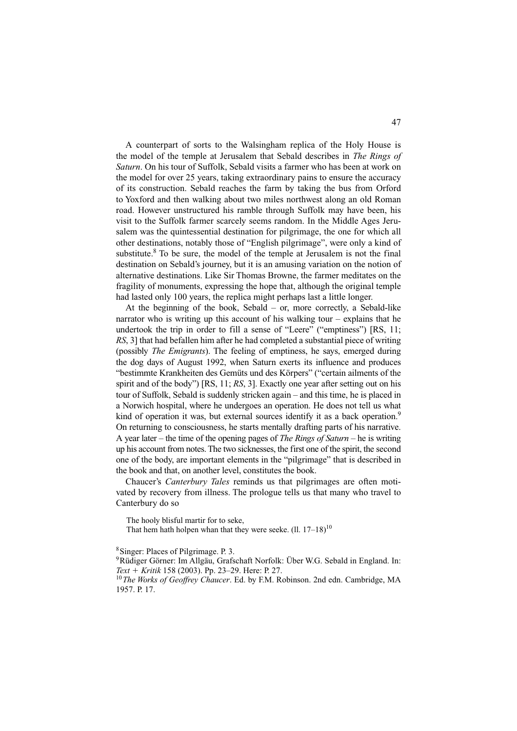A counterpart of sorts to the Walsingham replica of the Holy House is the model of the temple at Jerusalem that Sebald describes in *The Rings of Saturn*. On his tour of Suffolk, Sebald visits a farmer who has been at work on the model for over 25 years, taking extraordinary pains to ensure the accuracy of its construction. Sebald reaches the farm by taking the bus from Orford to Yoxford and then walking about two miles northwest along an old Roman road. However unstructured his ramble through Suffolk may have been, his visit to the Suffolk farmer scarcely seems random. In the Middle Ages Jerusalem was the quintessential destination for pilgrimage, the one for which all other destinations, notably those of "English pilgrimage", were only a kind of substitute.[8] To be sure, the model of the temple at Jerusalem is not the final destination on Sebald's journey, but it is an amusing variation on the notion of alternative destinations. Like Sir Thomas Browne, the farmer meditates on the fragility of monuments, expressing the hope that, although the original temple had lasted only 100 years, the replica might perhaps last a little longer.

At the beginning of the book, Sebald – or, more correctly, a Sebald-like narrator who is writing up this account of his walking tour – explains that he undertook the trip in order to fill a sense of "Leere" ("emptiness") [RS, 11; *RS*, 3] that had befallen him after he had completed a substantial piece of writing (possibly *The Emigrants*). The feeling of emptiness, he says, emerged during the dog days of August 1992, when Saturn exerts its influence and produces "bestimmte Krankheiten des Gemüts und des Körpers" ("certain ailments of the spirit and of the body") [RS, 11; *RS*, 3]. Exactly one year after setting out on his tour of Suffolk, Sebald is suddenly stricken again – and this time, he is placed in a Norwich hospital, where he undergoes an operation. He does not tell us what kind of operation it was, but external sources identify it as a back operation.[9] On returning to consciousness, he starts mentally drafting parts of his narrative. A year later – the time of the opening pages of *The Rings of Saturn* – he is writing up his account from notes. The two sicknesses, the first one of the spirit, the second one of the body, are important elements in the "pilgrimage" that is described in the book and that, on another level, constitutes the book.

Chaucer's *Canterbury Tales* reminds us that pilgrimages are often motivated by recovery from illness. The prologue tells us that many who travel to Canterbury do so

> The hooly blisful martir for to seke,
> That hem hath holpen whan that they were seeke. (ll. 17–18)[10]

---

[8] Singer: Places of Pilgrimage. P. 3.

[9] Rüdiger Görner: Im Allgäu, Grafschaft Norfolk: Über W.G. Sebald in England. In: *Text + Kritik* 158 (2003). Pp. 23–29. Here: P. 27.

[10] *The Works of Geoffrey Chaucer*. Ed. by F.M. Robinson. 2nd edn. Cambridge, MA 1957. P. 17.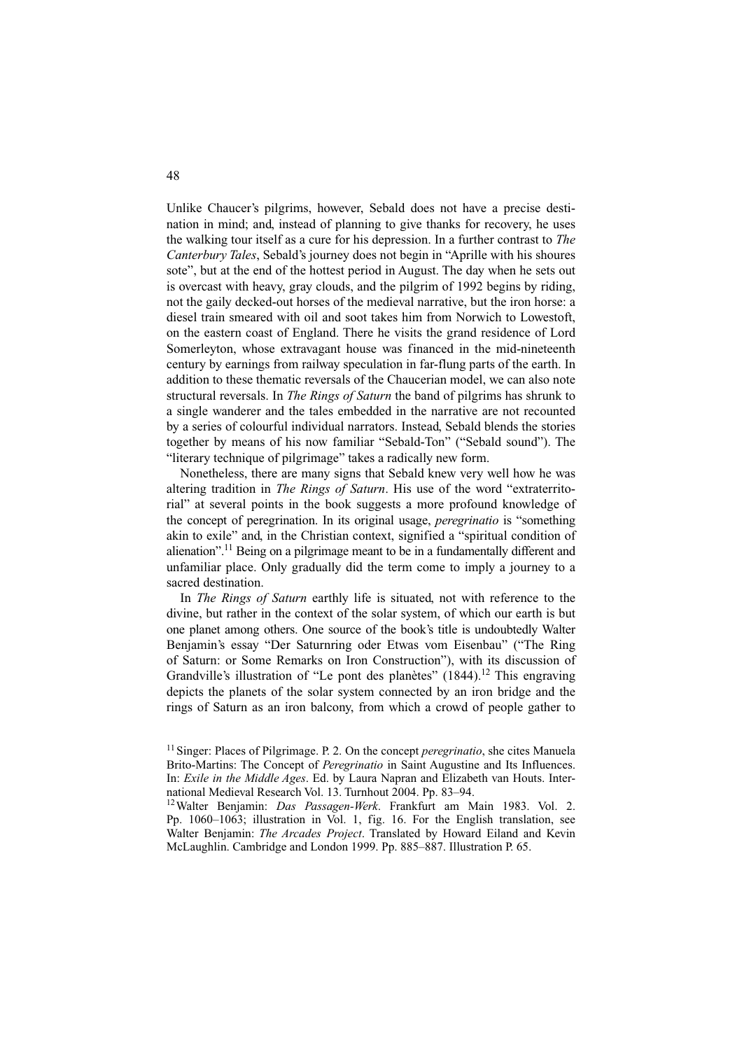Unlike Chaucer's pilgrims, however, Sebald does not have a precise destination in mind; and, instead of planning to give thanks for recovery, he uses the walking tour itself as a cure for his depression. In a further contrast to *The Canterbury Tales*, Sebald's journey does not begin in "Aprille with his shoures sote", but at the end of the hottest period in August. The day when he sets out is overcast with heavy, gray clouds, and the pilgrim of 1992 begins by riding, not the gaily decked-out horses of the medieval narrative, but the iron horse: a diesel train smeared with oil and soot takes him from Norwich to Lowestoft, on the eastern coast of England. There he visits the grand residence of Lord Somerleyton, whose extravagant house was financed in the mid-nineteenth century by earnings from railway speculation in far-flung parts of the earth. In addition to these thematic reversals of the Chaucerian model, we can also note structural reversals. In *The Rings of Saturn* the band of pilgrims has shrunk to a single wanderer and the tales embedded in the narrative are not recounted by a series of colourful individual narrators. Instead, Sebald blends the stories together by means of his now familiar "Sebald-Ton" ("Sebald sound"). The "literary technique of pilgrimage" takes a radically new form.

Nonetheless, there are many signs that Sebald knew very well how he was altering tradition in *The Rings of Saturn*. His use of the word "extraterritorial" at several points in the book suggests a more profound knowledge of the concept of peregrination. In its original usage, *peregrinatio* is "something akin to exile" and, in the Christian context, signified a "spiritual condition of alienation".[11] Being on a pilgrimage meant to be in a fundamentally different and unfamiliar place. Only gradually did the term come to imply a journey to a sacred destination.

In *The Rings of Saturn* earthly life is situated, not with reference to the divine, but rather in the context of the solar system, of which our earth is but one planet among others. One source of the book's title is undoubtedly Walter Benjamin's essay "Der Saturnring oder Etwas vom Eisenbau" ("The Ring of Saturn: or Some Remarks on Iron Construction"), with its discussion of Grandville's illustration of "Le pont des planètes" (1844).[12] This engraving depicts the planets of the solar system connected by an iron bridge and the rings of Saturn as an iron balcony, from which a crowd of people gather to

---

[11] Singer: Places of Pilgrimage. P. 2. On the concept *peregrinatio*, she cites Manuela Brito-Martins: The Concept of *Peregrinatio* in Saint Augustine and Its Influences. In: *Exile in the Middle Ages*. Ed. by Laura Napran and Elizabeth van Houts. International Medieval Research Vol. 13. Turnhout 2004. Pp. 83–94.

[12] Walter Benjamin: *Das Passagen-Werk*. Frankfurt am Main 1983. Vol. 2. Pp. 1060–1063; illustration in Vol. 1, fig. 16. For the English translation, see Walter Benjamin: *The Arcades Project*. Translated by Howard Eiland and Kevin McLaughlin. Cambridge and London 1999. Pp. 885–887. Illustration P. 65.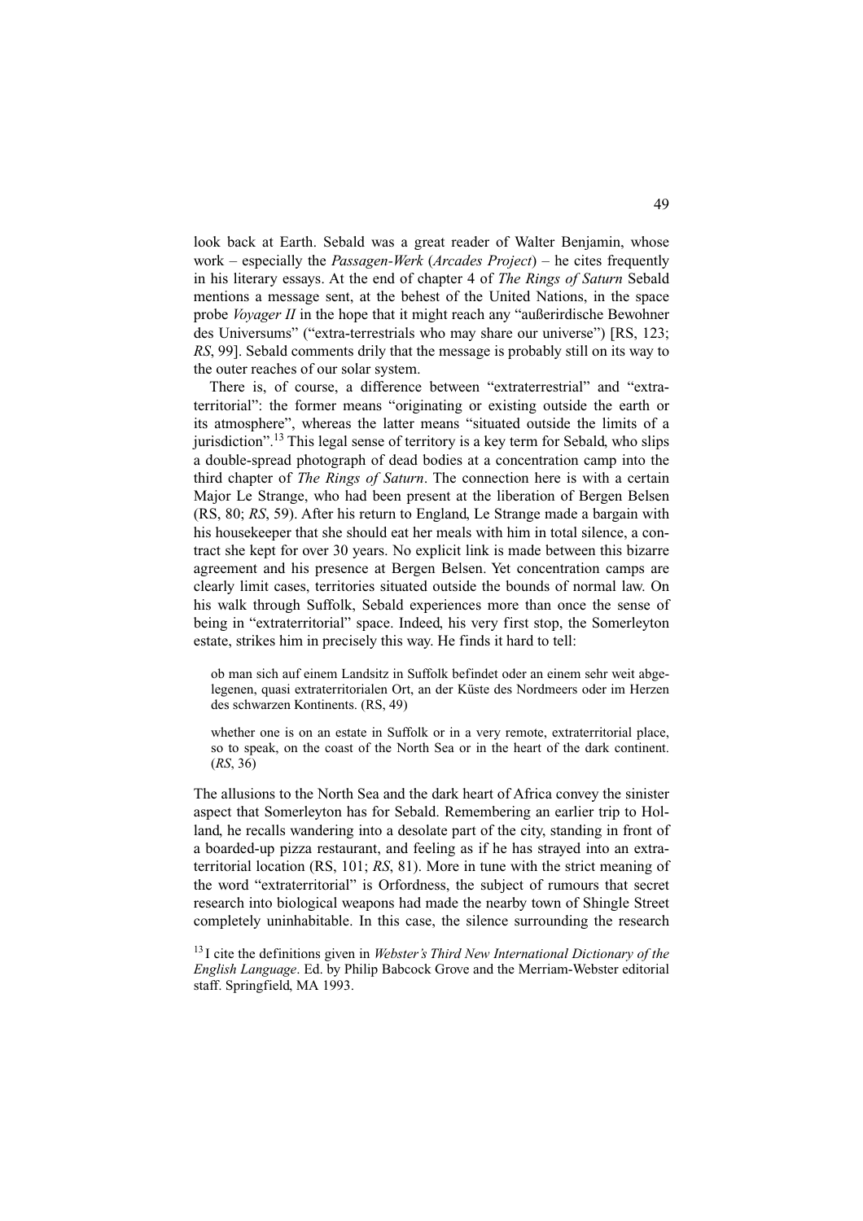look back at Earth. Sebald was a great reader of Walter Benjamin, whose work – especially the *Passagen-Werk* (*Arcades Project*) – he cites frequently in his literary essays. At the end of chapter 4 of *The Rings of Saturn* Sebald mentions a message sent, at the behest of the United Nations, in the space probe *Voyager II* in the hope that it might reach any "außerirdische Bewohner des Universums" ("extra-terrestrials who may share our universe") [RS, 123; *RS*, 99]. Sebald comments drily that the message is probably still on its way to the outer reaches of our solar system.

There is, of course, a difference between "extraterrestrial" and "extraterritorial": the former means "originating or existing outside the earth or its atmosphere", whereas the latter means "situated outside the limits of a jurisdiction".[13] This legal sense of territory is a key term for Sebald, who slips a double-spread photograph of dead bodies at a concentration camp into the third chapter of *The Rings of Saturn*. The connection here is with a certain Major Le Strange, who had been present at the liberation of Bergen Belsen (RS, 80; *RS*, 59). After his return to England, Le Strange made a bargain with his housekeeper that she should eat her meals with him in total silence, a contract she kept for over 30 years. No explicit link is made between this bizarre agreement and his presence at Bergen Belsen. Yet concentration camps are clearly limit cases, territories situated outside the bounds of normal law. On his walk through Suffolk, Sebald experiences more than once the sense of being in "extraterritorial" space. Indeed, his very first stop, the Somerleyton estate, strikes him in precisely this way. He finds it hard to tell:

> ob man sich auf einem Landsitz in Suffolk befindet oder an einem sehr weit abgelegenen, quasi extraterritorialen Ort, an der Küste des Nordmeers oder im Herzen des schwarzen Kontinents. (RS, 49)

> whether one is on an estate in Suffolk or in a very remote, extraterritorial place, so to speak, on the coast of the North Sea or in the heart of the dark continent. (*RS*, 36)

The allusions to the North Sea and the dark heart of Africa convey the sinister aspect that Somerleyton has for Sebald. Remembering an earlier trip to Holland, he recalls wandering into a desolate part of the city, standing in front of a boarded-up pizza restaurant, and feeling as if he has strayed into an extraterritorial location (RS, 101; *RS*, 81). More in tune with the strict meaning of the word "extraterritorial" is Orfordness, the subject of rumours that secret research into biological weapons had made the nearby town of Shingle Street completely uninhabitable. In this case, the silence surrounding the research

[13] I cite the definitions given in *Webster's Third New International Dictionary of the English Language*. Ed. by Philip Babcock Grove and the Merriam-Webster editorial staff. Springfield, MA 1993.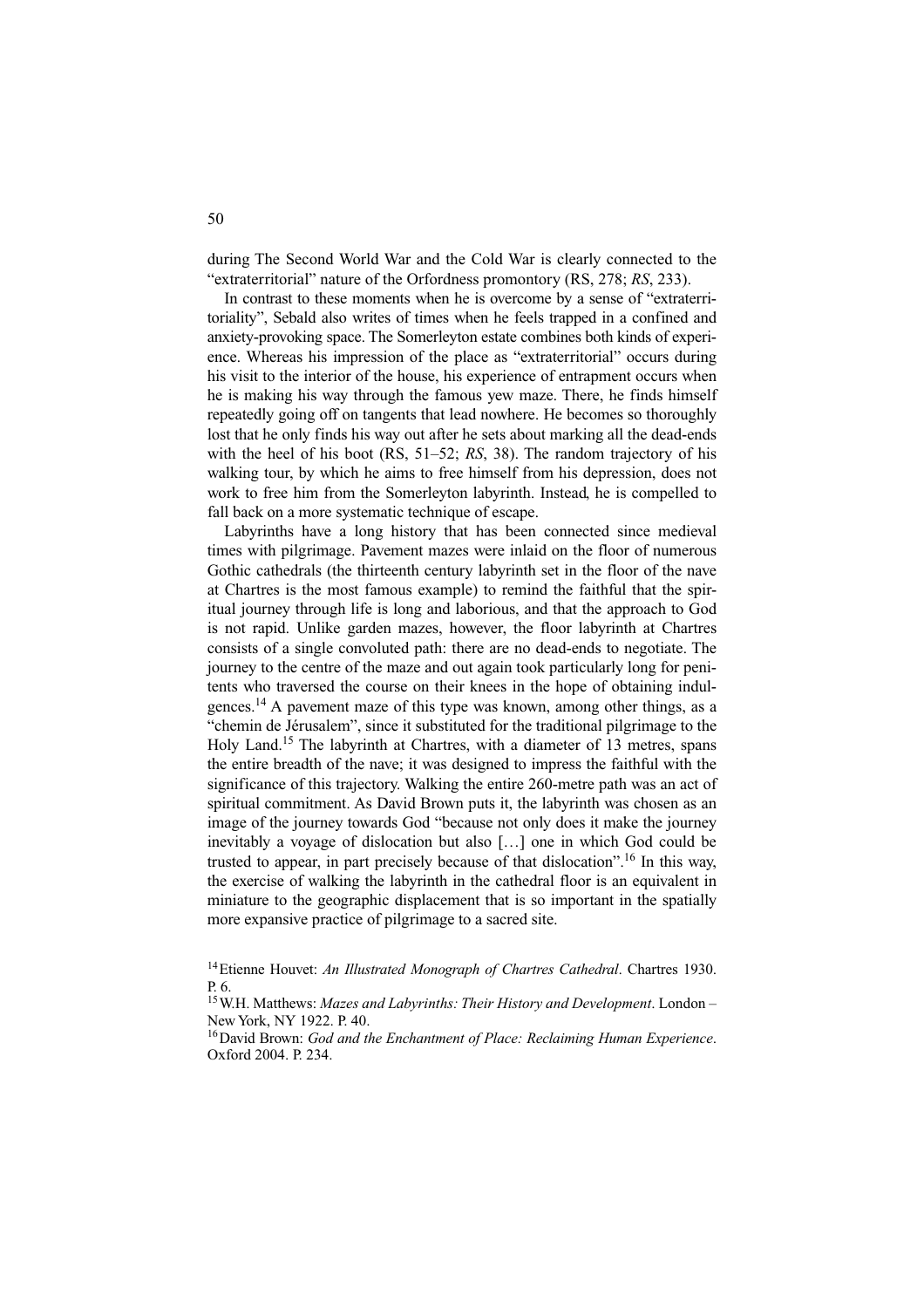during The Second World War and the Cold War is clearly connected to the "extraterritorial" nature of the Orfordness promontory (RS, 278; *RS*, 233).

In contrast to these moments when he is overcome by a sense of "extraterritoriality", Sebald also writes of times when he feels trapped in a confined and anxiety-provoking space. The Somerleyton estate combines both kinds of experience. Whereas his impression of the place as "extraterritorial" occurs during his visit to the interior of the house, his experience of entrapment occurs when he is making his way through the famous yew maze. There, he finds himself repeatedly going off on tangents that lead nowhere. He becomes so thoroughly lost that he only finds his way out after he sets about marking all the dead-ends with the heel of his boot (RS, 51–52; *RS*, 38). The random trajectory of his walking tour, by which he aims to free himself from his depression, does not work to free him from the Somerleyton labyrinth. Instead, he is compelled to fall back on a more systematic technique of escape.

Labyrinths have a long history that has been connected since medieval times with pilgrimage. Pavement mazes were inlaid on the floor of numerous Gothic cathedrals (the thirteenth century labyrinth set in the floor of the nave at Chartres is the most famous example) to remind the faithful that the spiritual journey through life is long and laborious, and that the approach to God is not rapid. Unlike garden mazes, however, the floor labyrinth at Chartres consists of a single convoluted path: there are no dead-ends to negotiate. The journey to the centre of the maze and out again took particularly long for penitents who traversed the course on their knees in the hope of obtaining indulgences.[14] A pavement maze of this type was known, among other things, as a "chemin de Jérusalem", since it substituted for the traditional pilgrimage to the Holy Land.[15] The labyrinth at Chartres, with a diameter of 13 metres, spans the entire breadth of the nave; it was designed to impress the faithful with the significance of this trajectory. Walking the entire 260-metre path was an act of spiritual commitment. As David Brown puts it, the labyrinth was chosen as an image of the journey towards God "because not only does it make the journey inevitably a voyage of dislocation but also […] one in which God could be trusted to appear, in part precisely because of that dislocation".[16] In this way, the exercise of walking the labyrinth in the cathedral floor is an equivalent in miniature to the geographic displacement that is so important in the spatially more expansive practice of pilgrimage to a sacred site.

[14] Etienne Houvet: *An Illustrated Monograph of Chartres Cathedral*. Chartres 1930. P. 6.

[15] W.H. Matthews: *Mazes and Labyrinths: Their History and Development*. London – New York, NY 1922. P. 40.

[16] David Brown: *God and the Enchantment of Place: Reclaiming Human Experience*. Oxford 2004. P. 234.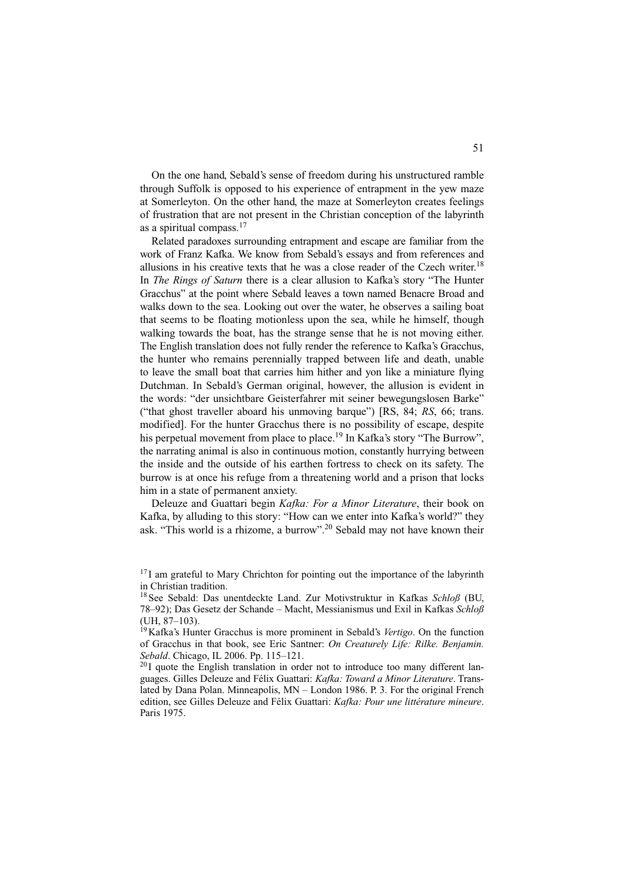On the one hand, Sebald's sense of freedom during his unstructured ramble through Suffolk is opposed to his experience of entrapment in the yew maze at Somerleyton. On the other hand, the maze at Somerleyton creates feelings of frustration that are not present in the Christian conception of the labyrinth as a spiritual compass.[17]

Related paradoxes surrounding entrapment and escape are familiar from the work of Franz Kafka. We know from Sebald's essays and from references and allusions in his creative texts that he was a close reader of the Czech writer.[18] In *The Rings of Saturn* there is a clear allusion to Kafka's story "The Hunter Gracchus" at the point where Sebald leaves a town named Benacre Broad and walks down to the sea. Looking out over the water, he observes a sailing boat that seems to be floating motionless upon the sea, while he himself, though walking towards the boat, has the strange sense that he is not moving either. The English translation does not fully render the reference to Kafka's Gracchus, the hunter who remains perennially trapped between life and death, unable to leave the small boat that carries him hither and yon like a miniature flying Dutchman. In Sebald's German original, however, the allusion is evident in the words: "der unsichtbare Geisterfahrer mit seiner bewegungslosen Barke" ("that ghost traveller aboard his unmoving barque") [RS, 84; *RS*, 66; trans. modified]. For the hunter Gracchus there is no possibility of escape, despite his perpetual movement from place to place.[19] In Kafka's story "The Burrow", the narrating animal is also in continuous motion, constantly hurrying between the inside and the outside of his earthen fortress to check on its safety. The burrow is at once his refuge from a threatening world and a prison that locks him in a state of permanent anxiety.

Deleuze and Guattari begin *Kafka: For a Minor Literature*, their book on Kafka, by alluding to this story: "How can we enter into Kafka's world?" they ask. "This world is a rhizome, a burrow".[20] Sebald may not have known their

---

[17] I am grateful to Mary Chrichton for pointing out the importance of the labyrinth in Christian tradition.

[18] See Sebald: Das unentdeckte Land. Zur Motivstruktur in Kafkas *Schloß* (BU, 78–92); Das Gesetz der Schande – Macht, Messianismus und Exil in Kafkas *Schloß* (UH, 87–103).

[19] Kafka's Hunter Gracchus is more prominent in Sebald's *Vertigo*. On the function of Gracchus in that book, see Eric Santner: *On Creaturely Life: Rilke. Benjamin. Sebald*. Chicago, IL 2006. Pp. 115–121.

[20] I quote the English translation in order not to introduce too many different languages. Gilles Deleuze and Félix Guattari: *Kafka: Toward a Minor Literature*. Translated by Dana Polan. Minneapolis, MN – London 1986. P. 3. For the original French edition, see Gilles Deleuze and Félix Guattari: *Kafka: Pour une littérature mineure*. Paris 1975.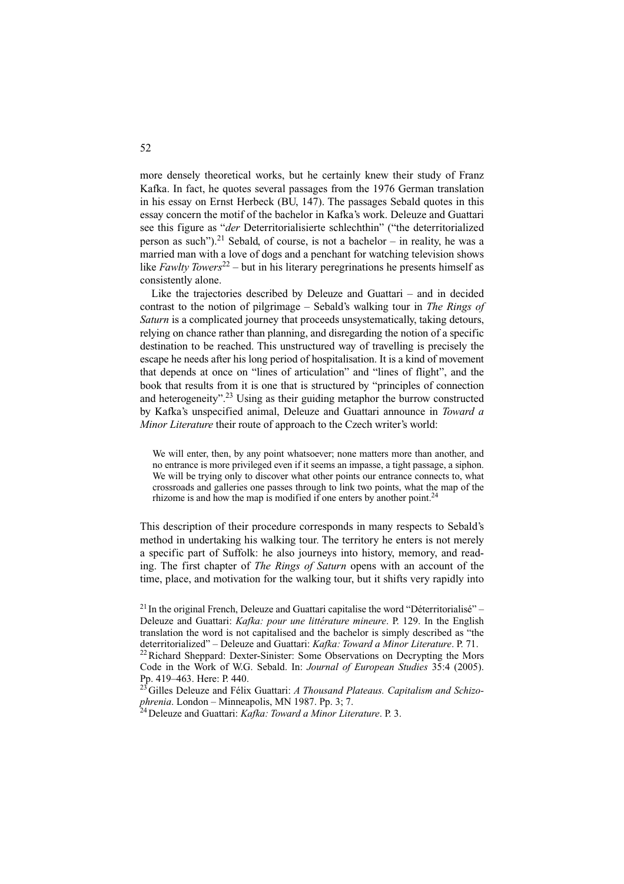more densely theoretical works, but he certainly knew their study of Franz Kafka. In fact, he quotes several passages from the 1976 German translation in his essay on Ernst Herbeck (BU, 147). The passages Sebald quotes in this essay concern the motif of the bachelor in Kafka's work. Deleuze and Guattari see this figure as "*der* Deterritorialisierte schlechthin" ("the deterritorialized person as such").[21] Sebald, of course, is not a bachelor – in reality, he was a married man with a love of dogs and a penchant for watching television shows like *Fawlty Towers*[22] – but in his literary peregrinations he presents himself as consistently alone.

Like the trajectories described by Deleuze and Guattari – and in decided contrast to the notion of pilgrimage – Sebald's walking tour in *The Rings of Saturn* is a complicated journey that proceeds unsystematically, taking detours, relying on chance rather than planning, and disregarding the notion of a specific destination to be reached. This unstructured way of travelling is precisely the escape he needs after his long period of hospitalisation. It is a kind of movement that depends at once on "lines of articulation" and "lines of flight", and the book that results from it is one that is structured by "principles of connection and heterogeneity".[23] Using as their guiding metaphor the burrow constructed by Kafka's unspecified animal, Deleuze and Guattari announce in *Toward a Minor Literature* their route of approach to the Czech writer's world:

> We will enter, then, by any point whatsoever; none matters more than another, and no entrance is more privileged even if it seems an impasse, a tight passage, a siphon. We will be trying only to discover what other points our entrance connects to, what crossroads and galleries one passes through to link two points, what the map of the rhizome is and how the map is modified if one enters by another point.[24]

This description of their procedure corresponds in many respects to Sebald's method in undertaking his walking tour. The territory he enters is not merely a specific part of Suffolk: he also journeys into history, memory, and reading. The first chapter of *The Rings of Saturn* opens with an account of the time, place, and motivation for the walking tour, but it shifts very rapidly into

[21] In the original French, Deleuze and Guattari capitalise the word "Déterritorialisé" – Deleuze and Guattari: *Kafka: pour une littérature mineure*. P. 129. In the English translation the word is not capitalised and the bachelor is simply described as "the deterritorialized" – Deleuze and Guattari: *Kafka: Toward a Minor Literature*. P. 71.

[22] Richard Sheppard: Dexter-Sinister: Some Observations on Decrypting the Mors Code in the Work of W.G. Sebald. In: *Journal of European Studies* 35:4 (2005). Pp. 419–463. Here: P. 440.

[23] Gilles Deleuze and Félix Guattari: *A Thousand Plateaus. Capitalism and Schizophrenia*. London – Minneapolis, MN 1987. Pp. 3; 7.

[24] Deleuze and Guattari: *Kafka: Toward a Minor Literature*. P. 3.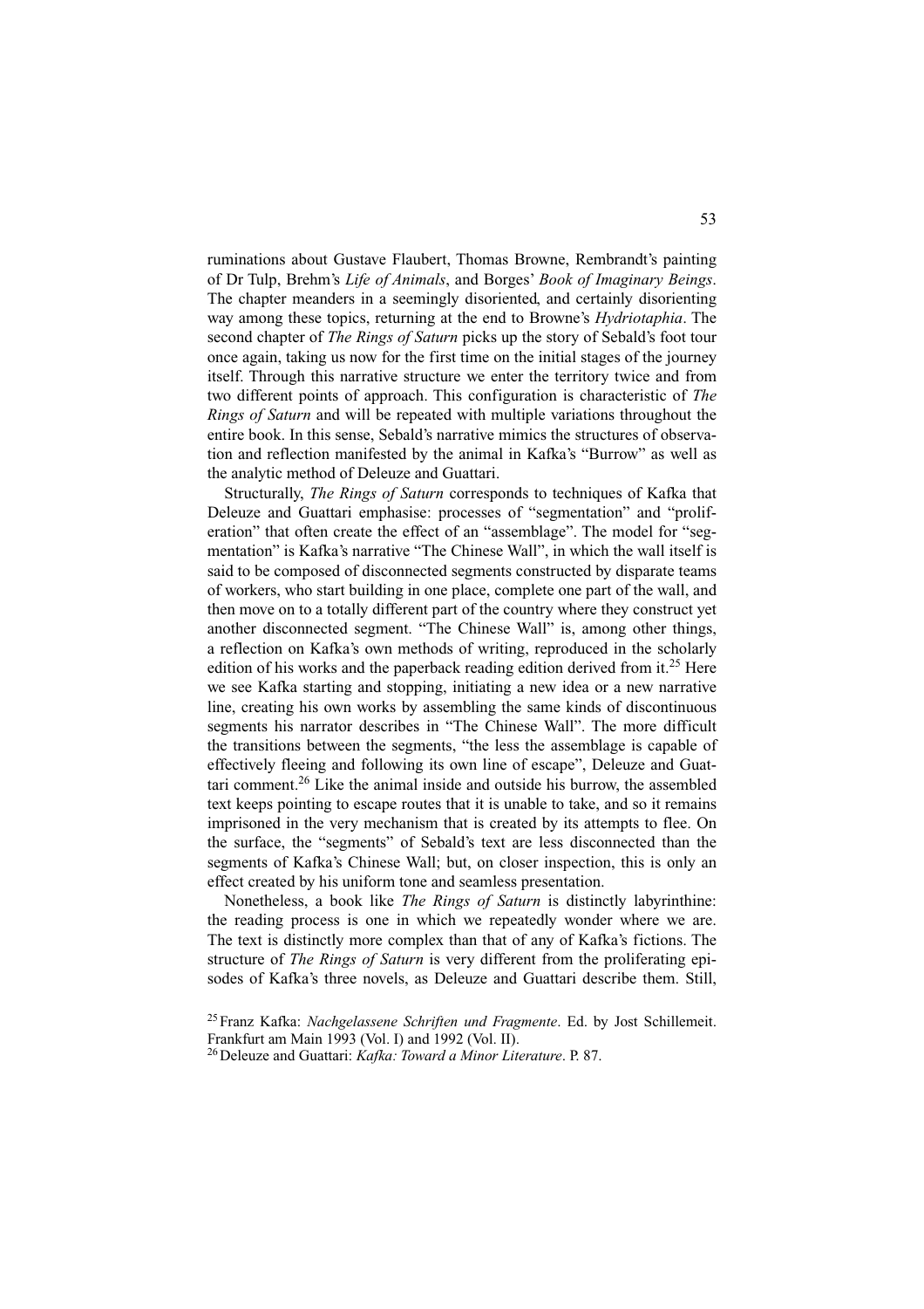ruminations about Gustave Flaubert, Thomas Browne, Rembrandt's painting of Dr Tulp, Brehm's *Life of Animals*, and Borges' *Book of Imaginary Beings*. The chapter meanders in a seemingly disoriented, and certainly disorienting way among these topics, returning at the end to Browne's *Hydriotaphia*. The second chapter of *The Rings of Saturn* picks up the story of Sebald's foot tour once again, taking us now for the first time on the initial stages of the journey itself. Through this narrative structure we enter the territory twice and from two different points of approach. This configuration is characteristic of *The Rings of Saturn* and will be repeated with multiple variations throughout the entire book. In this sense, Sebald's narrative mimics the structures of observation and reflection manifested by the animal in Kafka's "Burrow" as well as the analytic method of Deleuze and Guattari.

Structurally, *The Rings of Saturn* corresponds to techniques of Kafka that Deleuze and Guattari emphasise: processes of "segmentation" and "proliferation" that often create the effect of an "assemblage". The model for "segmentation" is Kafka's narrative "The Chinese Wall", in which the wall itself is said to be composed of disconnected segments constructed by disparate teams of workers, who start building in one place, complete one part of the wall, and then move on to a totally different part of the country where they construct yet another disconnected segment. "The Chinese Wall" is, among other things, a reflection on Kafka's own methods of writing, reproduced in the scholarly edition of his works and the paperback reading edition derived from it.[25] Here we see Kafka starting and stopping, initiating a new idea or a new narrative line, creating his own works by assembling the same kinds of discontinuous segments his narrator describes in "The Chinese Wall". The more difficult the transitions between the segments, "the less the assemblage is capable of effectively fleeing and following its own line of escape", Deleuze and Guattari comment.[26] Like the animal inside and outside his burrow, the assembled text keeps pointing to escape routes that it is unable to take, and so it remains imprisoned in the very mechanism that is created by its attempts to flee. On the surface, the "segments" of Sebald's text are less disconnected than the segments of Kafka's Chinese Wall; but, on closer inspection, this is only an effect created by his uniform tone and seamless presentation.

Nonetheless, a book like *The Rings of Saturn* is distinctly labyrinthine: the reading process is one in which we repeatedly wonder where we are. The text is distinctly more complex than that of any of Kafka's fictions. The structure of *The Rings of Saturn* is very different from the proliferating episodes of Kafka's three novels, as Deleuze and Guattari describe them. Still,

[25] Franz Kafka: *Nachgelassene Schriften und Fragmente*. Ed. by Jost Schillemeit. Frankfurt am Main 1993 (Vol. I) and 1992 (Vol. II).

[26] Deleuze and Guattari: *Kafka: Toward a Minor Literature*. P. 87.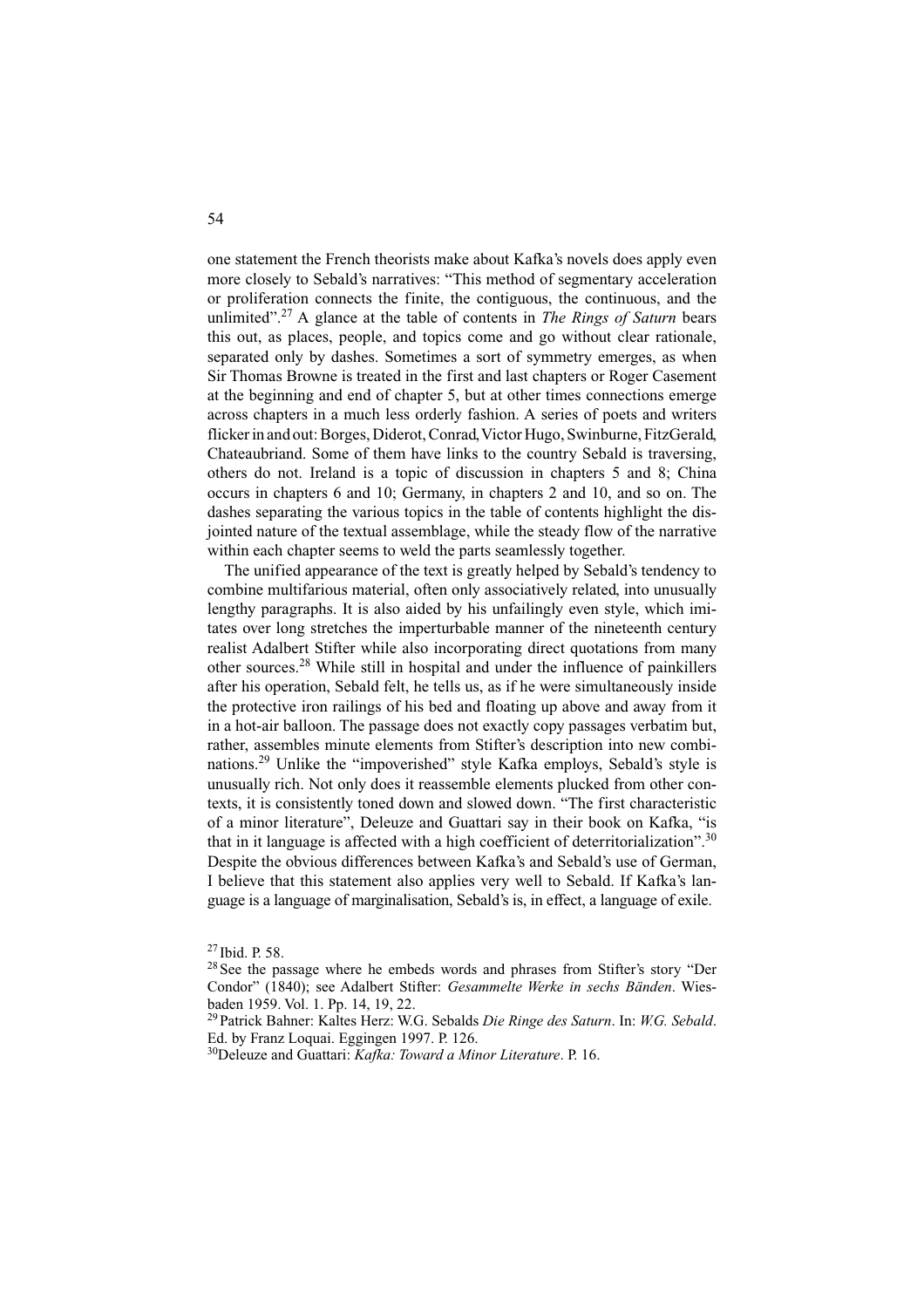one statement the French theorists make about Kafka's novels does apply even more closely to Sebald's narratives: "This method of segmentary acceleration or proliferation connects the finite, the contiguous, the continuous, and the unlimited".[27] A glance at the table of contents in *The Rings of Saturn* bears this out, as places, people, and topics come and go without clear rationale, separated only by dashes. Sometimes a sort of symmetry emerges, as when Sir Thomas Browne is treated in the first and last chapters or Roger Casement at the beginning and end of chapter 5, but at other times connections emerge across chapters in a much less orderly fashion. A series of poets and writers flicker in and out: Borges, Diderot, Conrad, Victor Hugo, Swinburne, FitzGerald, Chateaubriand. Some of them have links to the country Sebald is traversing, others do not. Ireland is a topic of discussion in chapters 5 and 8; China occurs in chapters 6 and 10; Germany, in chapters 2 and 10, and so on. The dashes separating the various topics in the table of contents highlight the disjointed nature of the textual assemblage, while the steady flow of the narrative within each chapter seems to weld the parts seamlessly together.

The unified appearance of the text is greatly helped by Sebald's tendency to combine multifarious material, often only associatively related, into unusually lengthy paragraphs. It is also aided by his unfailingly even style, which imitates over long stretches the imperturbable manner of the nineteenth century realist Adalbert Stifter while also incorporating direct quotations from many other sources.[28] While still in hospital and under the influence of painkillers after his operation, Sebald felt, he tells us, as if he were simultaneously inside the protective iron railings of his bed and floating up above and away from it in a hot-air balloon. The passage does not exactly copy passages verbatim but, rather, assembles minute elements from Stifter's description into new combinations.[29] Unlike the "impoverished" style Kafka employs, Sebald's style is unusually rich. Not only does it reassemble elements plucked from other contexts, it is consistently toned down and slowed down. "The first characteristic of a minor literature", Deleuze and Guattari say in their book on Kafka, "is that in it language is affected with a high coefficient of deterritorialization".[30] Despite the obvious differences between Kafka's and Sebald's use of German, I believe that this statement also applies very well to Sebald. If Kafka's language is a language of marginalisation, Sebald's is, in effect, a language of exile.

[27] Ibid. P. 58.

[28] See the passage where he embeds words and phrases from Stifter's story "Der Condor" (1840); see Adalbert Stifter: *Gesammelte Werke in sechs Bänden*. Wiesbaden 1959. Vol. 1. Pp. 14, 19, 22.

[29] Patrick Bahner: Kaltes Herz: W.G. Sebalds *Die Ringe des Saturn*. In: *W.G. Sebald*. Ed. by Franz Loquai. Eggingen 1997. P. 126.

[30] Deleuze and Guattari: *Kafka: Toward a Minor Literature*. P. 16.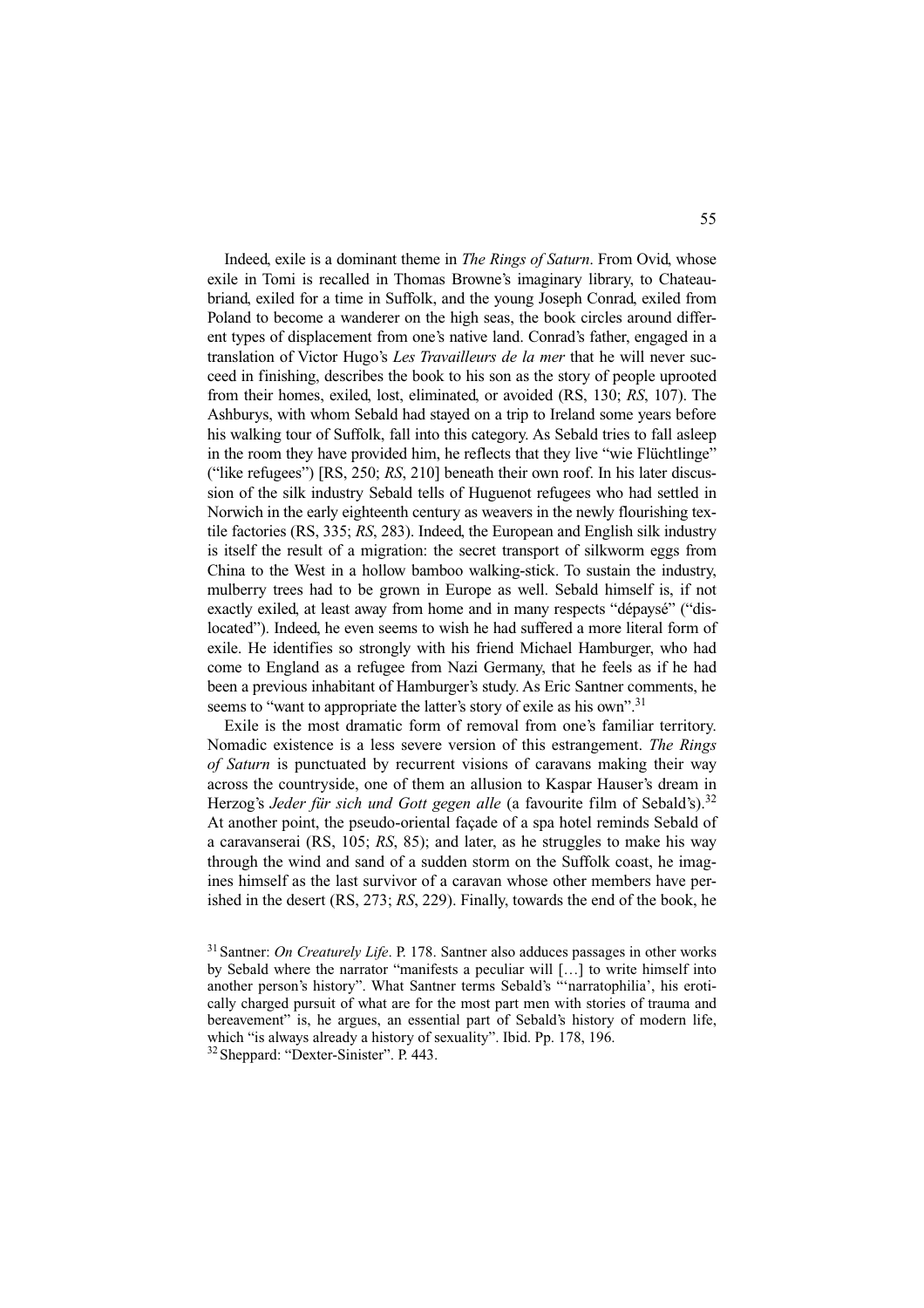Indeed, exile is a dominant theme in *The Rings of Saturn*. From Ovid, whose exile in Tomi is recalled in Thomas Browne's imaginary library, to Chateaubriand, exiled for a time in Suffolk, and the young Joseph Conrad, exiled from Poland to become a wanderer on the high seas, the book circles around different types of displacement from one's native land. Conrad's father, engaged in a translation of Victor Hugo's *Les Travailleurs de la mer* that he will never succeed in finishing, describes the book to his son as the story of people uprooted from their homes, exiled, lost, eliminated, or avoided (RS, 130; *RS*, 107). The Ashburys, with whom Sebald had stayed on a trip to Ireland some years before his walking tour of Suffolk, fall into this category. As Sebald tries to fall asleep in the room they have provided him, he reflects that they live "wie Flüchtlinge" ("like refugees") [RS, 250; *RS*, 210] beneath their own roof. In his later discussion of the silk industry Sebald tells of Huguenot refugees who had settled in Norwich in the early eighteenth century as weavers in the newly flourishing textile factories (RS, 335; *RS*, 283). Indeed, the European and English silk industry is itself the result of a migration: the secret transport of silkworm eggs from China to the West in a hollow bamboo walking-stick. To sustain the industry, mulberry trees had to be grown in Europe as well. Sebald himself is, if not exactly exiled, at least away from home and in many respects "dépaysé" ("dislocated"). Indeed, he even seems to wish he had suffered a more literal form of exile. He identifies so strongly with his friend Michael Hamburger, who had come to England as a refugee from Nazi Germany, that he feels as if he had been a previous inhabitant of Hamburger's study. As Eric Santner comments, he seems to "want to appropriate the latter's story of exile as his own".[31]

Exile is the most dramatic form of removal from one's familiar territory. Nomadic existence is a less severe version of this estrangement. *The Rings of Saturn* is punctuated by recurrent visions of caravans making their way across the countryside, one of them an allusion to Kaspar Hauser's dream in Herzog's *Jeder für sich und Gott gegen alle* (a favourite film of Sebald's).[32] At another point, the pseudo-oriental façade of a spa hotel reminds Sebald of a caravanserai (RS, 105; *RS*, 85); and later, as he struggles to make his way through the wind and sand of a sudden storm on the Suffolk coast, he imagines himself as the last survivor of a caravan whose other members have perished in the desert (RS, 273; *RS*, 229). Finally, towards the end of the book, he

---

[31] Santner: *On Creaturely Life*. P. 178. Santner also adduces passages in other works by Sebald where the narrator "manifests a peculiar will […] to write himself into another person's history". What Santner terms Sebald's "'narratophilia', his erotically charged pursuit of what are for the most part men with stories of trauma and bereavement" is, he argues, an essential part of Sebald's history of modern life, which "is always already a history of sexuality". Ibid. Pp. 178, 196.

[32] Sheppard: "Dexter-Sinister". P. 443.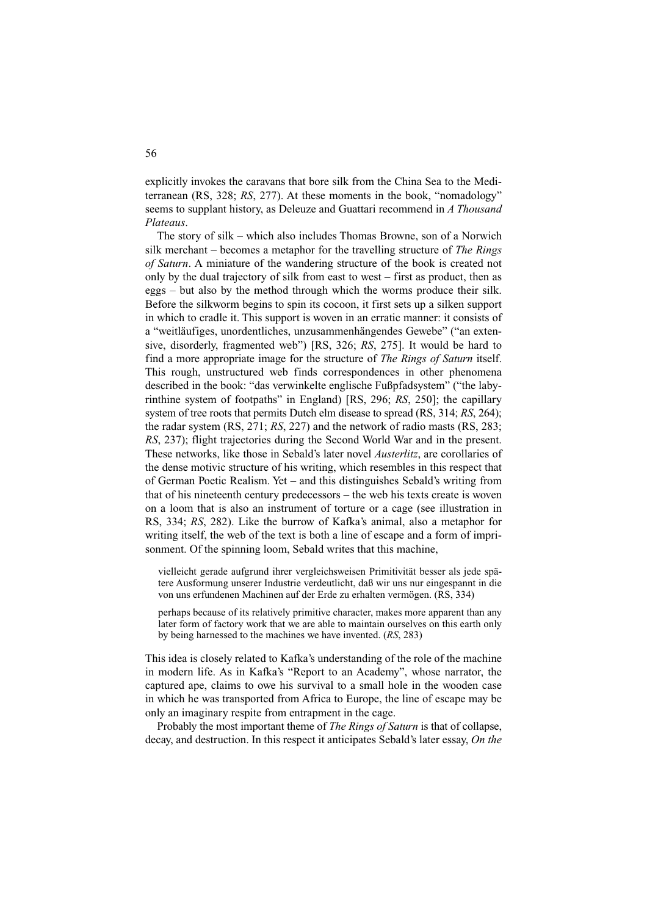explicitly invokes the caravans that bore silk from the China Sea to the Mediterranean (RS, 328; *RS*, 277). At these moments in the book, "nomadology" seems to supplant history, as Deleuze and Guattari recommend in *A Thousand Plateaus*.

The story of silk – which also includes Thomas Browne, son of a Norwich silk merchant – becomes a metaphor for the travelling structure of *The Rings of Saturn*. A miniature of the wandering structure of the book is created not only by the dual trajectory of silk from east to west – first as product, then as eggs – but also by the method through which the worms produce their silk. Before the silkworm begins to spin its cocoon, it first sets up a silken support in which to cradle it. This support is woven in an erratic manner: it consists of a "weitläufiges, unordentliches, unzusammenhängendes Gewebe" ("an extensive, disorderly, fragmented web") [RS, 326; *RS*, 275]. It would be hard to find a more appropriate image for the structure of *The Rings of Saturn* itself. This rough, unstructured web finds correspondences in other phenomena described in the book: "das verwinkelte englische Fußpfadsystem" ("the labyrinthine system of footpaths" in England) [RS, 296; *RS*, 250]; the capillary system of tree roots that permits Dutch elm disease to spread (RS, 314; *RS*, 264); the radar system (RS, 271; *RS*, 227) and the network of radio masts (RS, 283; *RS*, 237); flight trajectories during the Second World War and in the present. These networks, like those in Sebald's later novel *Austerlitz*, are corollaries of the dense motivic structure of his writing, which resembles in this respect that of German Poetic Realism. Yet – and this distinguishes Sebald's writing from that of his nineteenth century predecessors – the web his texts create is woven on a loom that is also an instrument of torture or a cage (see illustration in RS, 334; *RS*, 282). Like the burrow of Kafka's animal, also a metaphor for writing itself, the web of the text is both a line of escape and a form of imprisonment. Of the spinning loom, Sebald writes that this machine,

> vielleicht gerade aufgrund ihrer vergleichsweisen Primitivität besser als jede spätere Ausformung unserer Industrie verdeutlicht, daß wir uns nur eingespannt in die von uns erfundenen Machinen auf der Erde zu erhalten vermögen. (RS, 334)

> perhaps because of its relatively primitive character, makes more apparent than any later form of factory work that we are able to maintain ourselves on this earth only by being harnessed to the machines we have invented. (*RS*, 283)

This idea is closely related to Kafka's understanding of the role of the machine in modern life. As in Kafka's "Report to an Academy", whose narrator, the captured ape, claims to owe his survival to a small hole in the wooden case in which he was transported from Africa to Europe, the line of escape may be only an imaginary respite from entrapment in the cage.

Probably the most important theme of *The Rings of Saturn* is that of collapse, decay, and destruction. In this respect it anticipates Sebald's later essay, *On the*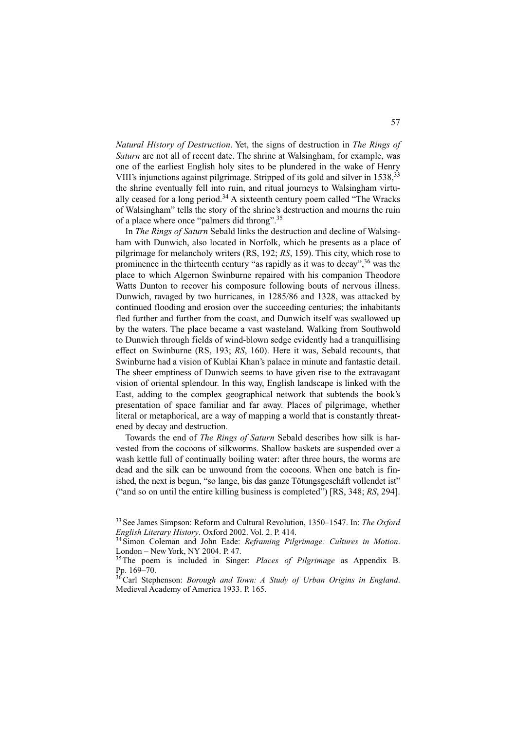*Natural History of Destruction*. Yet, the signs of destruction in *The Rings of Saturn* are not all of recent date. The shrine at Walsingham, for example, was one of the earliest English holy sites to be plundered in the wake of Henry VIII's injunctions against pilgrimage. Stripped of its gold and silver in 1538,[33] the shrine eventually fell into ruin, and ritual journeys to Walsingham virtually ceased for a long period.[34] A sixteenth century poem called "The Wracks of Walsingham" tells the story of the shrine's destruction and mourns the ruin of a place where once "palmers did throng".[35]

In *The Rings of Saturn* Sebald links the destruction and decline of Walsingham with Dunwich, also located in Norfolk, which he presents as a place of pilgrimage for melancholy writers (RS, 192; *RS*, 159). This city, which rose to prominence in the thirteenth century "as rapidly as it was to decay",[36] was the place to which Algernon Swinburne repaired with his companion Theodore Watts Dunton to recover his composure following bouts of nervous illness. Dunwich, ravaged by two hurricanes, in 1285/86 and 1328, was attacked by continued flooding and erosion over the succeeding centuries; the inhabitants fled further and further from the coast, and Dunwich itself was swallowed up by the waters. The place became a vast wasteland. Walking from Southwold to Dunwich through fields of wind-blown sedge evidently had a tranquillising effect on Swinburne (RS, 193; *RS*, 160). Here it was, Sebald recounts, that Swinburne had a vision of Kublai Khan's palace in minute and fantastic detail. The sheer emptiness of Dunwich seems to have given rise to the extravagant vision of oriental splendour. In this way, English landscape is linked with the East, adding to the complex geographical network that subtends the book's presentation of space familiar and far away. Places of pilgrimage, whether literal or metaphorical, are a way of mapping a world that is constantly threatened by decay and destruction.

Towards the end of *The Rings of Saturn* Sebald describes how silk is harvested from the cocoons of silkworms. Shallow baskets are suspended over a wash kettle full of continually boiling water: after three hours, the worms are dead and the silk can be unwound from the cocoons. When one batch is finished, the next is begun, "so lange, bis das ganze Tötungsgeschäft vollendet ist" ("and so on until the entire killing business is completed") [RS, 348; *RS*, 294].

---

[33] See James Simpson: Reform and Cultural Revolution, 1350–1547. In: *The Oxford English Literary History*. Oxford 2002. Vol. 2. P. 414.

[34] Simon Coleman and John Eade: *Reframing Pilgrimage: Cultures in Motion*. London – New York, NY 2004. P. 47.

[35] The poem is included in Singer: *Places of Pilgrimage* as Appendix B. Pp. 169–70.

[36] Carl Stephenson: *Borough and Town: A Study of Urban Origins in England*. Medieval Academy of America 1933. P. 165.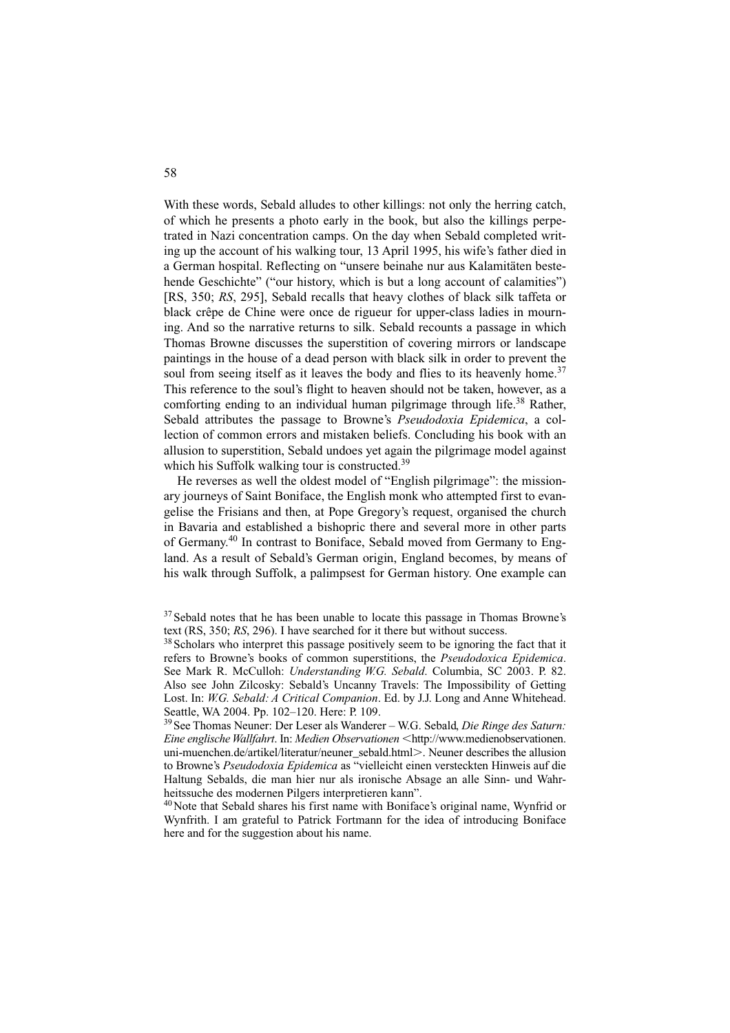With these words, Sebald alludes to other killings: not only the herring catch, of which he presents a photo early in the book, but also the killings perpetrated in Nazi concentration camps. On the day when Sebald completed writing up the account of his walking tour, 13 April 1995, his wife's father died in a German hospital. Reflecting on "unsere beinahe nur aus Kalamitäten bestehende Geschichte" ("our history, which is but a long account of calamities") [RS, 350; *RS*, 295], Sebald recalls that heavy clothes of black silk taffeta or black crêpe de Chine were once de rigueur for upper-class ladies in mourning. And so the narrative returns to silk. Sebald recounts a passage in which Thomas Browne discusses the superstition of covering mirrors or landscape paintings in the house of a dead person with black silk in order to prevent the soul from seeing itself as it leaves the body and flies to its heavenly home.[37] This reference to the soul's flight to heaven should not be taken, however, as a comforting ending to an individual human pilgrimage through life.[38] Rather, Sebald attributes the passage to Browne's *Pseudodoxia Epidemica*, a collection of common errors and mistaken beliefs. Concluding his book with an allusion to superstition, Sebald undoes yet again the pilgrimage model against which his Suffolk walking tour is constructed.[39]

He reverses as well the oldest model of "English pilgrimage": the missionary journeys of Saint Boniface, the English monk who attempted first to evangelise the Frisians and then, at Pope Gregory's request, organised the church in Bavaria and established a bishopric there and several more in other parts of Germany.[40] In contrast to Boniface, Sebald moved from Germany to England. As a result of Sebald's German origin, England becomes, by means of his walk through Suffolk, a palimpsest for German history. One example can

[37] Sebald notes that he has been unable to locate this passage in Thomas Browne's text (RS, 350; *RS*, 296). I have searched for it there but without success.

[38] Scholars who interpret this passage positively seem to be ignoring the fact that it refers to Browne's books of common superstitions, the *Pseudodoxica Epidemica*. See Mark R. McCulloh: *Understanding W.G. Sebald*. Columbia, SC 2003. P. 82. Also see John Zilcosky: Sebald's Uncanny Travels: The Impossibility of Getting Lost. In: *W.G. Sebald: A Critical Companion*. Ed. by J.J. Long and Anne Whitehead. Seattle, WA 2004. Pp. 102–120. Here: P. 109.

[39] See Thomas Neuner: Der Leser als Wanderer – W.G. Sebald, *Die Ringe des Saturn: Eine englische Wallfahrt*. In: *Medien Observationen* <http://www.medienobservationen.uni-muenchen.de/artikel/literatur/neuner_sebald.html>. Neuner describes the allusion to Browne's *Pseudodoxia Epidemica* as "vielleicht einen versteckten Hinweis auf die Haltung Sebalds, die man hier nur als ironische Absage an alle Sinn- und Wahrheitssuche des modernen Pilgers interpretieren kann".

[40] Note that Sebald shares his first name with Boniface's original name, Wynfrid or Wynfrith. I am grateful to Patrick Fortmann for the idea of introducing Boniface here and for the suggestion about his name.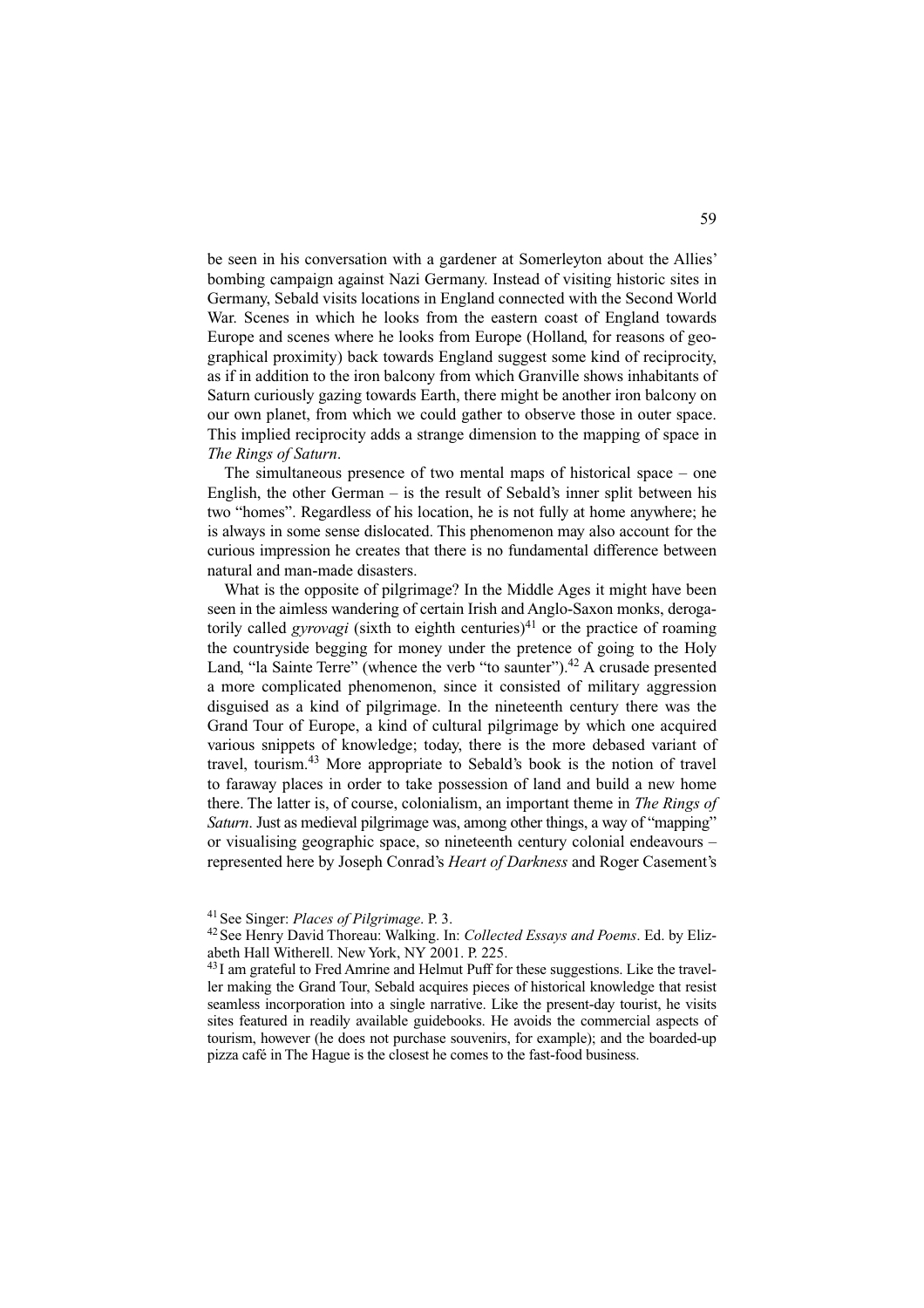be seen in his conversation with a gardener at Somerleyton about the Allies' bombing campaign against Nazi Germany. Instead of visiting historic sites in Germany, Sebald visits locations in England connected with the Second World War. Scenes in which he looks from the eastern coast of England towards Europe and scenes where he looks from Europe (Holland, for reasons of geographical proximity) back towards England suggest some kind of reciprocity, as if in addition to the iron balcony from which Granville shows inhabitants of Saturn curiously gazing towards Earth, there might be another iron balcony on our own planet, from which we could gather to observe those in outer space. This implied reciprocity adds a strange dimension to the mapping of space in *The Rings of Saturn*.

The simultaneous presence of two mental maps of historical space – one English, the other German – is the result of Sebald's inner split between his two "homes". Regardless of his location, he is not fully at home anywhere; he is always in some sense dislocated. This phenomenon may also account for the curious impression he creates that there is no fundamental difference between natural and man-made disasters.

What is the opposite of pilgrimage? In the Middle Ages it might have been seen in the aimless wandering of certain Irish and Anglo-Saxon monks, derogatorily called *gyrovagi* (sixth to eighth centuries)[41] or the practice of roaming the countryside begging for money under the pretence of going to the Holy Land, "la Sainte Terre" (whence the verb "to saunter").[42] A crusade presented a more complicated phenomenon, since it consisted of military aggression disguised as a kind of pilgrimage. In the nineteenth century there was the Grand Tour of Europe, a kind of cultural pilgrimage by which one acquired various snippets of knowledge; today, there is the more debased variant of travel, tourism.[43] More appropriate to Sebald's book is the notion of travel to faraway places in order to take possession of land and build a new home there. The latter is, of course, colonialism, an important theme in *The Rings of Saturn*. Just as medieval pilgrimage was, among other things, a way of "mapping" or visualising geographic space, so nineteenth century colonial endeavours – represented here by Joseph Conrad's *Heart of Darkness* and Roger Casement's

---

[41] See Singer: *Places of Pilgrimage*. P. 3.

[42] See Henry David Thoreau: Walking. In: *Collected Essays and Poems*. Ed. by Elizabeth Hall Witherell. New York, NY 2001. P. 225.

[43] I am grateful to Fred Amrine and Helmut Puff for these suggestions. Like the traveller making the Grand Tour, Sebald acquires pieces of historical knowledge that resist seamless incorporation into a single narrative. Like the present-day tourist, he visits sites featured in readily available guidebooks. He avoids the commercial aspects of tourism, however (he does not purchase souvenirs, for example); and the boarded-up pizza café in The Hague is the closest he comes to the fast-food business.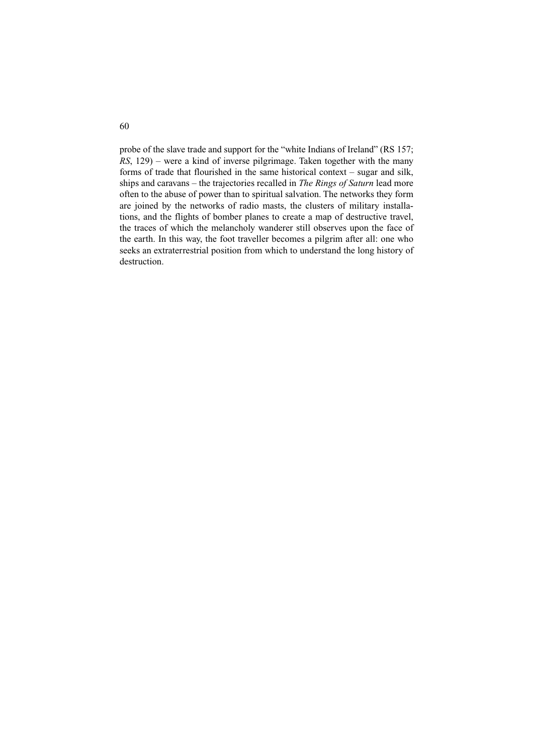probe of the slave trade and support for the "white Indians of Ireland" (RS 157; *RS*, 129) – were a kind of inverse pilgrimage. Taken together with the many forms of trade that flourished in the same historical context – sugar and silk, ships and caravans – the trajectories recalled in *The Rings of Saturn* lead more often to the abuse of power than to spiritual salvation. The networks they form are joined by the networks of radio masts, the clusters of military installations, and the flights of bomber planes to create a map of destructive travel, the traces of which the melancholy wanderer still observes upon the face of the earth. In this way, the foot traveller becomes a pilgrim after all: one who seeks an extraterrestrial position from which to understand the long history of destruction.